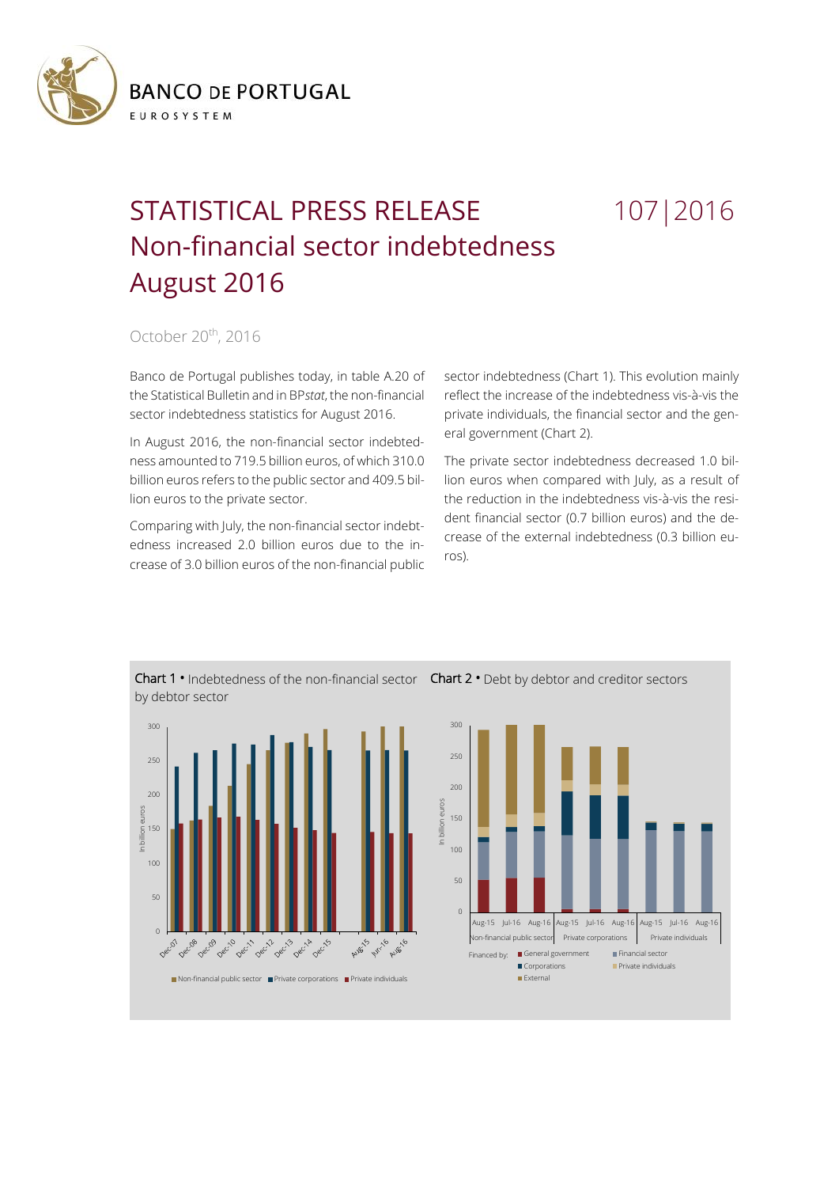# STATISTICAL PRESS RELEASE Non-financial sector indebtedness August 2016

107|2016

October 20th, 2016

Banco de Portugal publishes today, in table A.20 of the Statistical Bulletin and in BP*stat*, the non-financial sector indebtedness statistics for August 2016.

In August 2016, the non-financial sector indebtedness amounted to 719.5 billion euros, of which 310.0 billion euros refers to the public sector and 409.5 billion euros to the private sector.

Comparing with July, the non-financial sector indebtedness increased 2.0 billion euros due to the increase of 3.0 billion euros of the non-financial public sector indebtedness (Chart 1). This evolution mainly reflect the increase of the indebtedness vis-à-vis the private individuals, the financial sector and the general government (Chart 2).

The private sector indebtedness decreased 1.0 billion euros when compared with July, as a result of the reduction in the indebtedness vis-à-vis the resident financial sector (0.7 billion euros) and the decrease of the external indebtedness (0.3 billion euros).

**Chart 1** • Indebtedness of the non-financial sector by debtor sector

**Chart 2** • Debt by debtor and creditor sectors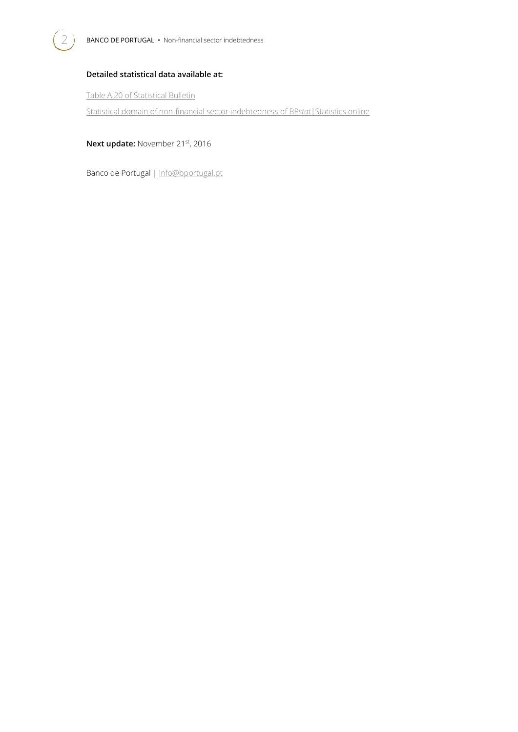**Detailed statistical data available at:**

Table A.20 of Statistical Bulletin

Statistical domain of non-financial sector indebtedness of BP*stat*|Statistics online

**Next update:** November 21st, 2016

Banco de Portugal | info@bportugal.pt